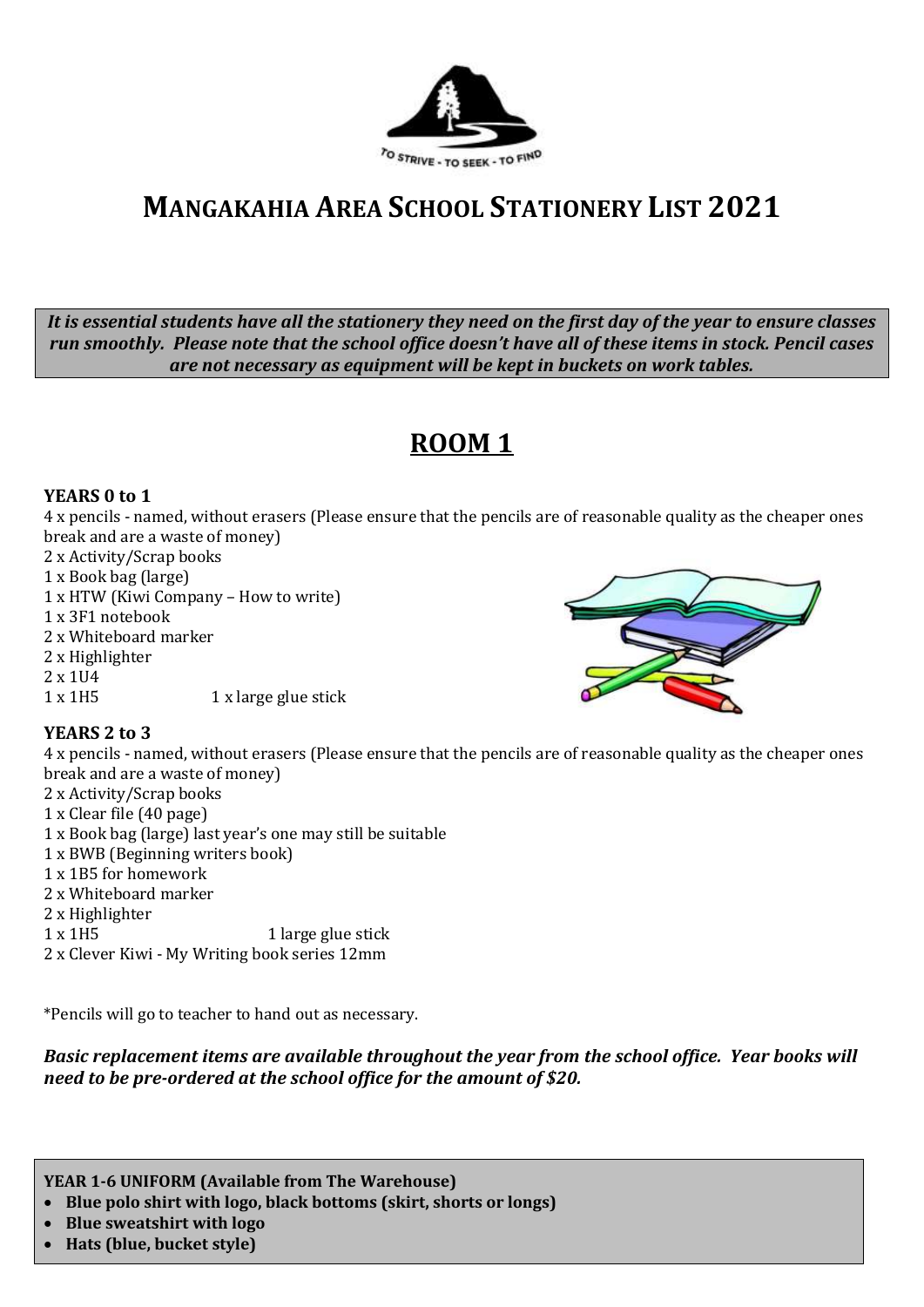TO STRIVE - TO SEEK - TO FIND

# MANGAKAHIA AREA SCHOOL STATIONERY LIST 2021

***It is essential students have all the stationery they need on the first day of the year to ensure classes run smoothly. Please note that the school office doesn't have all of these items in stock. Pencil cases are not necessary as equipment will be kept in buckets on work tables.***

## ROOM 1

**YEARS 0 to 1**

4 x pencils - named, without erasers (Please ensure that the pencils are of reasonable quality as the cheaper ones break and are a waste of money)
2 x Activity/Scrap books
1 x Book bag (large)
1 x HTW (Kiwi Company – How to write)
1 x 3F1 notebook
2 x Whiteboard marker
2 x Highlighter
2 x 1U4
1 x 1H5 1 x large glue stick

**YEARS 2 to 3**

4 x pencils - named, without erasers (Please ensure that the pencils are of reasonable quality as the cheaper ones break and are a waste of money)
2 x Activity/Scrap books
1 x Clear file (40 page)
1 x Book bag (large) last year's one may still be suitable
1 x BWB (Beginning writers book)
1 x 1B5 for homework
2 x Whiteboard marker
2 x Highlighter
1 x 1H5 1 large glue stick
2 x Clever Kiwi - My Writing book series 12mm

*Pencils will go to teacher to hand out as necessary.

***Basic replacement items are available throughout the year from the school office. Year books will need to be pre-ordered at the school office for the amount of $20.***

**YEAR 1-6 UNIFORM (Available from The Warehouse)**

- **Blue polo shirt with logo, black bottoms (skirt, shorts or longs)**
- **Blue sweatshirt with logo**
- **Hats (blue, bucket style)**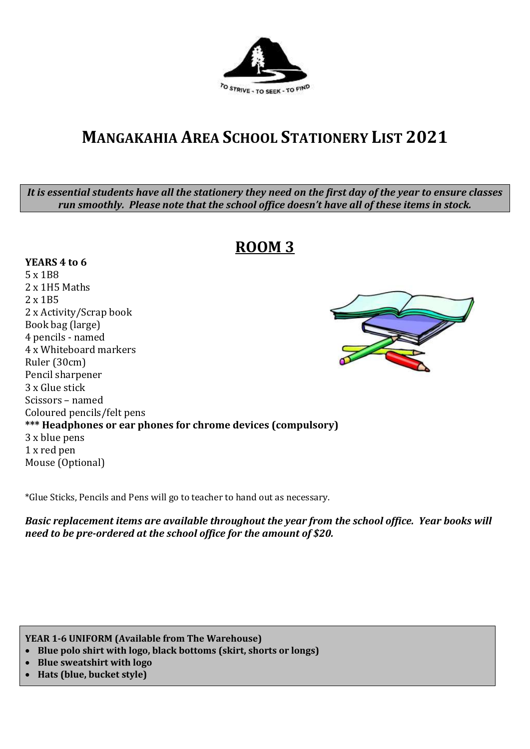# MANGAKAHIA AREA SCHOOL STATIONERY LIST 2021

***It is essential students have all the stationery they need on the first day of the year to ensure classes run smoothly. Please note that the school office doesn't have all of these items in stock.***

## ROOM 3

**YEARS 4 to 6**

5 x 1B8
2 x 1H5 Maths
2 x 1B5
2 x Activity/Scrap book
Book bag (large)
4 pencils - named
4 x Whiteboard markers
Ruler (30cm)
Pencil sharpener
3 x Glue stick
Scissors – named
Coloured pencils/felt pens
**\*\*\* Headphones or ear phones for chrome devices (compulsory)**
3 x blue pens
1 x red pen
Mouse (Optional)

*Glue Sticks, Pencils and Pens will go to teacher to hand out as necessary.

***Basic replacement items are available throughout the year from the school office. Year books will need to be pre-ordered at the school office for the amount of $20.***

**YEAR 1-6 UNIFORM (Available from The Warehouse)**

- **Blue polo shirt with logo, black bottoms (skirt, shorts or longs)**
- **Blue sweatshirt with logo**
- **Hats (blue, bucket style)**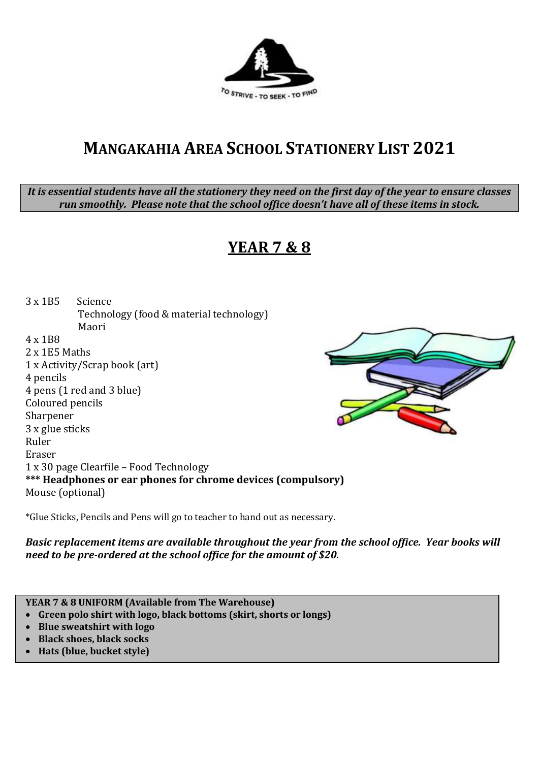TO STRIVE - TO SEEK - TO FIND

# MANGAKAHIA AREA SCHOOL STATIONERY LIST 2021

***It is essential students have all the stationery they need on the first day of the year to ensure classes run smoothly. Please note that the school office doesn't have all of these items in stock.***

## YEAR 7 & 8

3 x 1B5 Science
Technology (food & material technology)
Maori
4 x 1B8
2 x 1E5 Maths
1 x Activity/Scrap book (art)
4 pencils
4 pens (1 red and 3 blue)
Coloured pencils
Sharpener
3 x glue sticks
Ruler
Eraser
1 x 30 page Clearfile – Food Technology
**\*\*\* Headphones or ear phones for chrome devices (compulsory)**
Mouse (optional)

*Glue Sticks, Pencils and Pens will go to teacher to hand out as necessary.

***Basic replacement items are available throughout the year from the school office. Year books will need to be pre-ordered at the school office for the amount of $20.***

**YEAR 7 & 8 UNIFORM (Available from The Warehouse)**

- **Green polo shirt with logo, black bottoms (skirt, shorts or longs)**
- **Blue sweatshirt with logo**
- **Black shoes, black socks**
- **Hats (blue, bucket style)**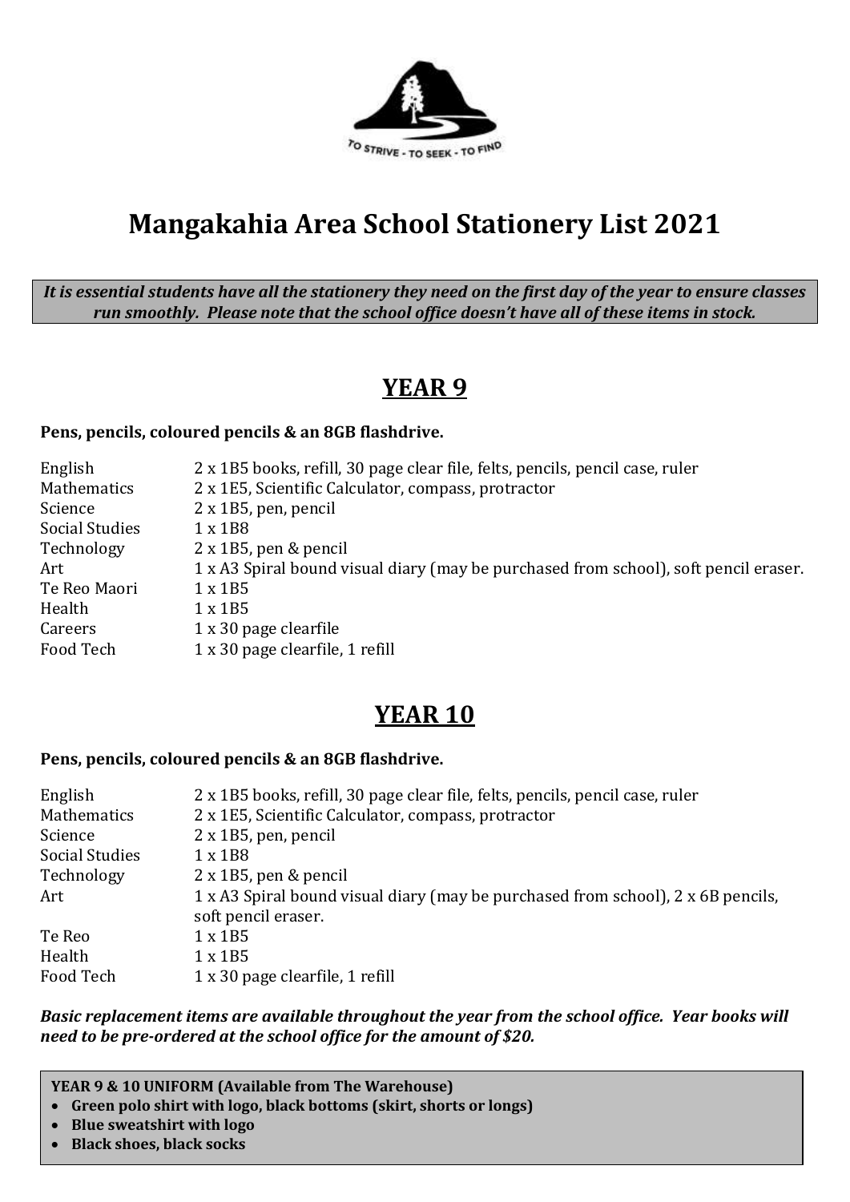TO STRIVE - TO SEEK - TO FIND

# Mangakahia Area School Stationery List 2021

***It is essential students have all the stationery they need on the first day of the year to ensure classes run smoothly. Please note that the school office doesn't have all of these items in stock.***

## YEAR 9

**Pens, pencils, coloured pencils & an 8GB flashdrive.**

| | |
|---|---|
| English | 2 x 1B5 books, refill, 30 page clear file, felts, pencils, pencil case, ruler |
| Mathematics | 2 x 1E5, Scientific Calculator, compass, protractor |
| Science | 2 x 1B5, pen, pencil |
| Social Studies | 1 x 1B8 |
| Technology | 2 x 1B5, pen & pencil |
| Art | 1 x A3 Spiral bound visual diary (may be purchased from school), soft pencil eraser. |
| Te Reo Maori | 1 x 1B5 |
| Health | 1 x 1B5 |
| Careers | 1 x 30 page clearfile |
| Food Tech | 1 x 30 page clearfile, 1 refill |

## YEAR 10

**Pens, pencils, coloured pencils & an 8GB flashdrive.**

| | |
|---|---|
| English | 2 x 1B5 books, refill, 30 page clear file, felts, pencils, pencil case, ruler |
| Mathematics | 2 x 1E5, Scientific Calculator, compass, protractor |
| Science | 2 x 1B5, pen, pencil |
| Social Studies | 1 x 1B8 |
| Technology | 2 x 1B5, pen & pencil |
| Art | 1 x A3 Spiral bound visual diary (may be purchased from school), 2 x 6B pencils, soft pencil eraser. |
| Te Reo | 1 x 1B5 |
| Health | 1 x 1B5 |
| Food Tech | 1 x 30 page clearfile, 1 refill |

***Basic replacement items are available throughout the year from the school office. Year books will need to be pre-ordered at the school office for the amount of $20.***

**YEAR 9 & 10 UNIFORM (Available from The Warehouse)**

- **Green polo shirt with logo, black bottoms (skirt, shorts or longs)**
- **Blue sweatshirt with logo**
- **Black shoes, black socks**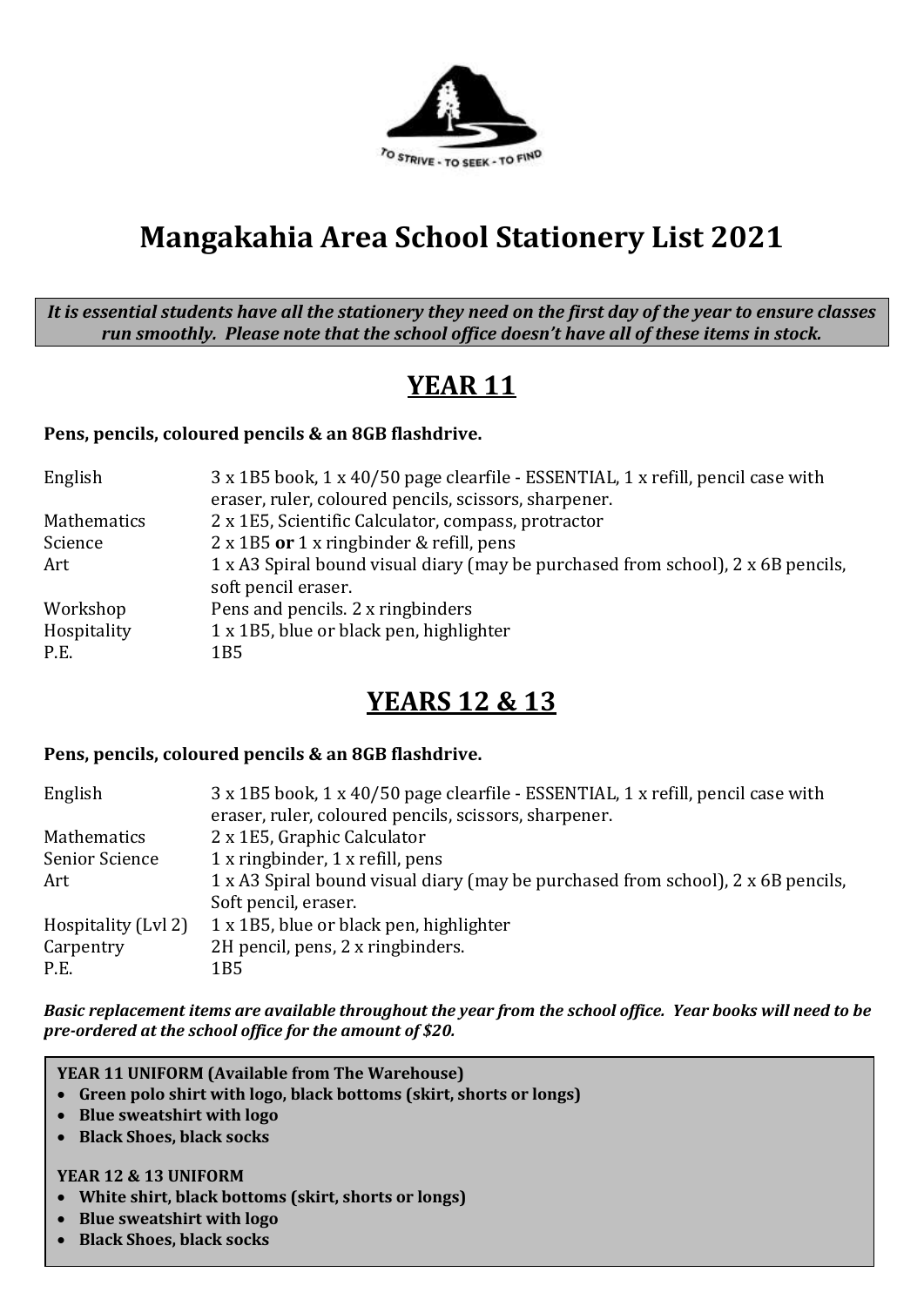TO STRIVE - TO SEEK - TO FIND

# Mangakahia Area School Stationery List 2021

***It is essential students have all the stationery they need on the first day of the year to ensure classes run smoothly. Please note that the school office doesn't have all of these items in stock.***

## YEAR 11

**Pens, pencils, coloured pencils & an 8GB flashdrive.**

| | |
|---|---|
| English | 3 x 1B5 book, 1 x 40/50 page clearfile - ESSENTIAL, 1 x refill, pencil case with eraser, ruler, coloured pencils, scissors, sharpener. |
| Mathematics | 2 x 1E5, Scientific Calculator, compass, protractor |
| Science | 2 x 1B5 **or** 1 x ringbinder & refill, pens |
| Art | 1 x A3 Spiral bound visual diary (may be purchased from school), 2 x 6B pencils, soft pencil eraser. |
| Workshop | Pens and pencils. 2 x ringbinders |
| Hospitality | 1 x 1B5, blue or black pen, highlighter |
| P.E. | 1B5 |

## YEARS 12 & 13

**Pens, pencils, coloured pencils & an 8GB flashdrive.**

| | |
|---|---|
| English | 3 x 1B5 book, 1 x 40/50 page clearfile - ESSENTIAL, 1 x refill, pencil case with eraser, ruler, coloured pencils, scissors, sharpener. |
| Mathematics | 2 x 1E5, Graphic Calculator |
| Senior Science | 1 x ringbinder, 1 x refill, pens |
| Art | 1 x A3 Spiral bound visual diary (may be purchased from school), 2 x 6B pencils, Soft pencil, eraser. |
| Hospitality (Lvl 2) | 1 x 1B5, blue or black pen, highlighter |
| Carpentry | 2H pencil, pens, 2 x ringbinders. |
| P.E. | 1B5 |

***Basic replacement items are available throughout the year from the school office. Year books will need to be pre-ordered at the school office for the amount of $20.***

**YEAR 11 UNIFORM (Available from The Warehouse)**

- **Green polo shirt with logo, black bottoms (skirt, shorts or longs)**
- **Blue sweatshirt with logo**
- **Black Shoes, black socks**

**YEAR 12 & 13 UNIFORM**

- **White shirt, black bottoms (skirt, shorts or longs)**
- **Blue sweatshirt with logo**
- **Black Shoes, black socks**